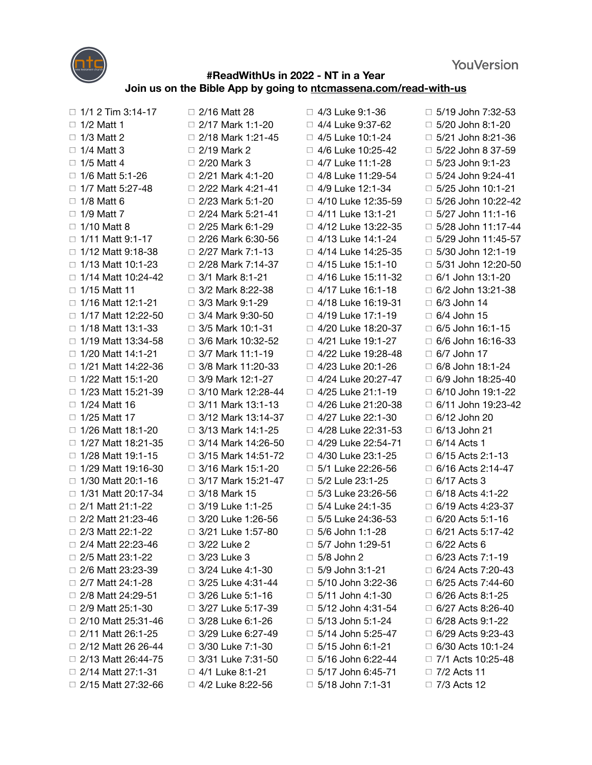YouVersion

# #ReadWithUs in 2022 - NT in a Year

## Join us on the Bible App by going to ntcmassena.com/read-with-us

- ☐ 1/1 2 Tim 3:14-17
- ☐ 1/2 Matt 1
- ☐ 1/3 Matt 2
- ☐ 1/4 Matt 3
- ☐ 1/5 Matt 4
- ☐ 1/6 Matt 5:1-26
- ☐ 1/7 Matt 5:27-48
- ☐ 1/8 Matt 6
- ☐ 1/9 Matt 7
- ☐ 1/10 Matt 8
- ☐ 1/11 Matt 9:1-17
- ☐ 1/12 Matt 9:18-38
- ☐ 1/13 Matt 10:1-23
- ☐ 1/14 Matt 10:24-42
- ☐ 1/15 Matt 11
- ☐ 1/16 Matt 12:1-21
- ☐ 1/17 Matt 12:22-50
- ☐ 1/18 Matt 13:1-33
- ☐ 1/19 Matt 13:34-58
- ☐ 1/20 Matt 14:1-21
- ☐ 1/21 Matt 14:22-36
- ☐ 1/22 Matt 15:1-20
- ☐ 1/23 Matt 15:21-39
- ☐ 1/24 Matt 16
- ☐ 1/25 Matt 17
- ☐ 1/26 Matt 18:1-20
- ☐ 1/27 Matt 18:21-35
- ☐ 1/28 Matt 19:1-15
- ☐ 1/29 Matt 19:16-30
- ☐ 1/30 Matt 20:1-16
- ☐ 1/31 Matt 20:17-34
- ☐ 2/1 Matt 21:1-22
- ☐ 2/2 Matt 21:23-46
- ☐ 2/3 Matt 22:1-22
- ☐ 2/4 Matt 22:23-46
- ☐ 2/5 Matt 23:1-22
- ☐ 2/6 Matt 23:23-39
- ☐ 2/7 Matt 24:1-28
- ☐ 2/8 Matt 24:29-51
- ☐ 2/9 Matt 25:1-30
- ☐ 2/10 Matt 25:31-46
- ☐ 2/11 Matt 26:1-25
- ☐ 2/12 Matt 26 26-44
- ☐ 2/13 Matt 26:44-75
- ☐ 2/14 Matt 27:1-31
- ☐ 2/15 Matt 27:32-66
- ☐ 2/16 Matt 28
- ☐ 2/17 Mark 1:1-20
- ☐ 2/18 Mark 1:21-45
- ☐ 2/19 Mark 2
- ☐ 2/20 Mark 3
- ☐ 2/21 Mark 4:1-20
- ☐ 2/22 Mark 4:21-41
- ☐ 2/23 Mark 5:1-20
- ☐ 2/24 Mark 5:21-41
- ☐ 2/25 Mark 6:1-29
- ☐ 2/26 Mark 6:30-56
- ☐ 2/27 Mark 7:1-13
- ☐ 2/28 Mark 7:14-37
- ☐ 3/1 Mark 8:1-21
- ☐ 3/2 Mark 8:22-38
- ☐ 3/3 Mark 9:1-29
- ☐ 3/4 Mark 9:30-50
- ☐ 3/5 Mark 10:1-31
- ☐ 3/6 Mark 10:32-52
- ☐ 3/7 Mark 11:1-19
- ☐ 3/8 Mark 11:20-33
- ☐ 3/9 Mark 12:1-27
- ☐ 3/10 Mark 12:28-44
- ☐ 3/11 Mark 13:1-13
- ☐ 3/12 Mark 13:14-37
- ☐ 3/13 Mark 14:1-25
- ☐ 3/14 Mark 14:26-50
- ☐ 3/15 Mark 14:51-72
- ☐ 3/16 Mark 15:1-20
- ☐ 3/17 Mark 15:21-47
- ☐ 3/18 Mark 15
- ☐ 3/19 Luke 1:1-25
- ☐ 3/20 Luke 1:26-56
- ☐ 3/21 Luke 1:57-80
- ☐ 3/22 Luke 2
- ☐ 3/23 Luke 3
- ☐ 3/24 Luke 4:1-30
- ☐ 3/25 Luke 4:31-44
- ☐ 3/26 Luke 5:1-16
- ☐ 3/27 Luke 5:17-39
- ☐ 3/28 Luke 6:1-26
- ☐ 3/29 Luke 6:27-49
- ☐ 3/30 Luke 7:1-30
- ☐ 3/31 Luke 7:31-50
- ☐ 4/1 Luke 8:1-21
- ☐ 4/2 Luke 8:22-56
- ☐ 4/3 Luke 9:1-36
- ☐ 4/4 Luke 9:37-62
- ☐ 4/5 Luke 10:1-24
- ☐ 4/6 Luke 10:25-42
- ☐ 4/7 Luke 11:1-28
- ☐ 4/8 Luke 11:29-54
- ☐ 4/9 Luke 12:1-34
- ☐ 4/10 Luke 12:35-59
- ☐ 4/11 Luke 13:1-21
- ☐ 4/12 Luke 13:22-35
- ☐ 4/13 Luke 14:1-24
- ☐ 4/14 Luke 14:25-35
- ☐ 4/15 Luke 15:1-10
- ☐ 4/16 Luke 15:11-32
- ☐ 4/17 Luke 16:1-18
- ☐ 4/18 Luke 16:19-31
- ☐ 4/19 Luke 17:1-19
- ☐ 4/20 Luke 18:20-37
- ☐ 4/21 Luke 19:1-27
- ☐ 4/22 Luke 19:28-48
- ☐ 4/23 Luke 20:1-26
- ☐ 4/24 Luke 20:27-47
- ☐ 4/25 Luke 21:1-19
- ☐ 4/26 Luke 21:20-38
- ☐ 4/27 Luke 22:1-30
- ☐ 4/28 Luke 22:31-53
- ☐ 4/29 Luke 22:54-71
- ☐ 4/30 Luke 23:1-25
- ☐ 5/1 Luke 22:26-56
- ☐ 5/2 Lule 23:1-25
- ☐ 5/3 Luke 23:26-56
- ☐ 5/4 Luke 24:1-35
- ☐ 5/5 Luke 24:36-53
- ☐ 5/6 John 1:1-28
- ☐ 5/7 John 1:29-51
- ☐ 5/8 John 2
- ☐ 5/9 John 3:1-21
- ☐ 5/10 John 3:22-36
- ☐ 5/11 John 4:1-30
- ☐ 5/12 John 4:31-54
- ☐ 5/13 John 5:1-24
- ☐ 5/14 John 5:25-47
- ☐ 5/15 John 6:1-21
- ☐ 5/16 John 6:22-44
- ☐ 5/17 John 6:45-71
- ☐ 5/18 John 7:1-31
- ☐ 5/19 John 7:32-53
- ☐ 5/20 John 8:1-20
- ☐ 5/21 John 8:21-36
- ☐ 5/22 John 8 37-59
- ☐ 5/23 John 9:1-23
- ☐ 5/24 John 9:24-41
- ☐ 5/25 John 10:1-21
- ☐ 5/26 John 10:22-42
- ☐ 5/27 John 11:1-16
- ☐ 5/28 John 11:17-44
- ☐ 5/29 John 11:45-57
- ☐ 5/30 John 12:1-19
- ☐ 5/31 John 12:20-50
- ☐ 6/1 John 13:1-20
- ☐ 6/2 John 13:21-38
- ☐ 6/3 John 14
- ☐ 6/4 John 15
- ☐ 6/5 John 16:1-15
- ☐ 6/6 John 16:16-33
- ☐ 6/7 John 17
- ☐ 6/8 John 18:1-24
- ☐ 6/9 John 18:25-40
- ☐ 6/10 John 19:1-22
- ☐ 6/11 John 19:23-42
- ☐ 6/12 John 20
- ☐ 6/13 John 21
- ☐ 6/14 Acts 1
- ☐ 6/15 Acts 2:1-13
- ☐ 6/16 Acts 2:14-47
- ☐ 6/17 Acts 3
- ☐ 6/18 Acts 4:1-22
- ☐ 6/19 Acts 4:23-37
- ☐ 6/20 Acts 5:1-16
- ☐ 6/21 Acts 5:17-42
- ☐ 6/22 Acts 6
- ☐ 6/23 Acts 7:1-19
- ☐ 6/24 Acts 7:20-43
- ☐ 6/25 Acts 7:44-60
- ☐ 6/26 Acts 8:1-25
- ☐ 6/27 Acts 8:26-40
- ☐ 6/28 Acts 9:1-22
- ☐ 6/29 Acts 9:23-43
- ☐ 6/30 Acts 10:1-24
- ☐ 7/1 Acts 10:25-48
- ☐ 7/2 Acts 11
- ☐ 7/3 Acts 12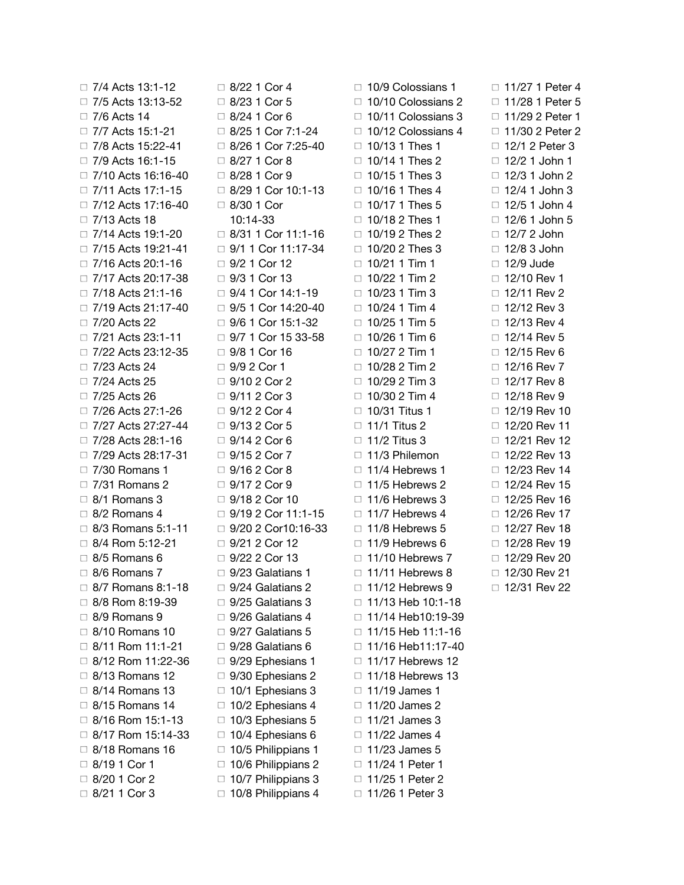- ☐ 7/4 Acts 13:1-12
- ☐ 7/5 Acts 13:13-52
- ☐ 7/6 Acts 14
- ☐ 7/7 Acts 15:1-21
- ☐ 7/8 Acts 15:22-41
- ☐ 7/9 Acts 16:1-15
- ☐ 7/10 Acts 16:16-40
- ☐ 7/11 Acts 17:1-15
- ☐ 7/12 Acts 17:16-40
- ☐ 7/13 Acts 18
- ☐ 7/14 Acts 19:1-20
- ☐ 7/15 Acts 19:21-41
- ☐ 7/16 Acts 20:1-16
- ☐ 7/17 Acts 20:17-38
- ☐ 7/18 Acts 21:1-16
- ☐ 7/19 Acts 21:17-40
- ☐ 7/20 Acts 22
- ☐ 7/21 Acts 23:1-11
- ☐ 7/22 Acts 23:12-35
- ☐ 7/23 Acts 24
- ☐ 7/24 Acts 25
- ☐ 7/25 Acts 26
- ☐ 7/26 Acts 27:1-26
- ☐ 7/27 Acts 27:27-44
- ☐ 7/28 Acts 28:1-16
- ☐ 7/29 Acts 28:17-31
- ☐ 7/30 Romans 1
- ☐ 7/31 Romans 2
- ☐ 8/1 Romans 3
- ☐ 8/2 Romans 4
- ☐ 8/3 Romans 5:1-11
- ☐ 8/4 Rom 5:12-21
- ☐ 8/5 Romans 6
- ☐ 8/6 Romans 7
- ☐ 8/7 Romans 8:1-18
- ☐ 8/8 Rom 8:19-39
- ☐ 8/9 Romans 9
- ☐ 8/10 Romans 10
- ☐ 8/11 Rom 11:1-21
- ☐ 8/12 Rom 11:22-36
- ☐ 8/13 Romans 12
- ☐ 8/14 Romans 13
- ☐ 8/15 Romans 14
- ☐ 8/16 Rom 15:1-13
- ☐ 8/17 Rom 15:14-33
- ☐ 8/18 Romans 16
- ☐ 8/19 1 Cor 1
- ☐ 8/20 1 Cor 2
- ☐ 8/21 1 Cor 3
- ☐ 8/22 1 Cor 4
- ☐ 8/23 1 Cor 5
- ☐ 8/24 1 Cor 6
- ☐ 8/25 1 Cor 7:1-24
- ☐ 8/26 1 Cor 7:25-40
- ☐ 8/27 1 Cor 8
- ☐ 8/28 1 Cor 9
- ☐ 8/29 1 Cor 10:1-13
- ☐ 8/30 1 Cor 10:14-33
- ☐ 8/31 1 Cor 11:1-16
- ☐ 9/1 1 Cor 11:17-34
- ☐ 9/2 1 Cor 12
- ☐ 9/3 1 Cor 13
- ☐ 9/4 1 Cor 14:1-19
- ☐ 9/5 1 Cor 14:20-40
- ☐ 9/6 1 Cor 15:1-32
- ☐ 9/7 1 Cor 15 33-58
- ☐ 9/8 1 Cor 16
- ☐ 9/9 2 Cor 1
- ☐ 9/10 2 Cor 2
- ☐ 9/11 2 Cor 3
- ☐ 9/12 2 Cor 4
- ☐ 9/13 2 Cor 5
- ☐ 9/14 2 Cor 6
- ☐ 9/15 2 Cor 7
- ☐ 9/16 2 Cor 8
- ☐ 9/17 2 Cor 9
- ☐ 9/18 2 Cor 10
- ☐ 9/19 2 Cor 11:1-15
- ☐ 9/20 2 Cor10:16-33
- ☐ 9/21 2 Cor 12
- ☐ 9/22 2 Cor 13
- ☐ 9/23 Galatians 1
- ☐ 9/24 Galatians 2
- ☐ 9/25 Galatians 3
- ☐ 9/26 Galatians 4
- ☐ 9/27 Galatians 5
- ☐ 9/28 Galatians 6
- ☐ 9/29 Ephesians 1
- ☐ 9/30 Ephesians 2
- ☐ 10/1 Ephesians 3
- ☐ 10/2 Ephesians 4
- ☐ 10/3 Ephesians 5
- ☐ 10/4 Ephesians 6
- ☐ 10/5 Philippians 1
- ☐ 10/6 Philippians 2
- ☐ 10/7 Philippians 3
- ☐ 10/8 Philippians 4
- ☐ 10/9 Colossians 1
- ☐ 10/10 Colossians 2
- ☐ 10/11 Colossians 3
- ☐ 10/12 Colossians 4
- ☐ 10/13 1 Thes 1
- ☐ 10/14 1 Thes 2
- ☐ 10/15 1 Thes 3
- ☐ 10/16 1 Thes 4
- ☐ 10/17 1 Thes 5
- ☐ 10/18 2 Thes 1
- ☐ 10/19 2 Thes 2
- ☐ 10/20 2 Thes 3
- ☐ 10/21 1 Tim 1
- ☐ 10/22 1 Tim 2
- ☐ 10/23 1 Tim 3
- ☐ 10/24 1 Tim 4
- ☐ 10/25 1 Tim 5
- ☐ 10/26 1 Tim 6
- ☐ 10/27 2 Tim 1
- ☐ 10/28 2 Tim 2
- ☐ 10/29 2 Tim 3
- ☐ 10/30 2 Tim 4
- ☐ 10/31 Titus 1
- ☐ 11/1 Titus 2
- ☐ 11/2 Titus 3
- ☐ 11/3 Philemon
- ☐ 11/4 Hebrews 1
- ☐ 11/5 Hebrews 2
- ☐ 11/6 Hebrews 3
- ☐ 11/7 Hebrews 4
- ☐ 11/8 Hebrews 5
- ☐ 11/9 Hebrews 6
- ☐ 11/10 Hebrews 7
- ☐ 11/11 Hebrews 8
- ☐ 11/12 Hebrews 9
- ☐ 11/13 Heb 10:1-18
- ☐ 11/14 Heb10:19-39
- ☐ 11/15 Heb 11:1-16
- ☐ 11/16 Heb11:17-40
- ☐ 11/17 Hebrews 12
- ☐ 11/18 Hebrews 13
- ☐ 11/19 James 1
- ☐ 11/20 James 2
- ☐ 11/21 James 3
- ☐ 11/22 James 4
- ☐ 11/23 James 5
- ☐ 11/24 1 Peter 1
- ☐ 11/25 1 Peter 2
- ☐ 11/26 1 Peter 3
- ☐ 11/27 1 Peter 4
- ☐ 11/28 1 Peter 5
- ☐ 11/29 2 Peter 1
- ☐ 11/30 2 Peter 2
- ☐ 12/1 2 Peter 3
- ☐ 12/2 1 John 1
- ☐ 12/3 1 John 2
- ☐ 12/4 1 John 3
- ☐ 12/5 1 John 4
- ☐ 12/6 1 John 5
- ☐ 12/7 2 John
- ☐ 12/8 3 John
- ☐ 12/9 Jude
- ☐ 12/10 Rev 1
- ☐ 12/11 Rev 2
- ☐ 12/12 Rev 3
- ☐ 12/13 Rev 4
- ☐ 12/14 Rev 5
- ☐ 12/15 Rev 6
- ☐ 12/16 Rev 7
- ☐ 12/17 Rev 8
- ☐ 12/18 Rev 9
- ☐ 12/19 Rev 10
- ☐ 12/20 Rev 11
- ☐ 12/21 Rev 12
- ☐ 12/22 Rev 13
- ☐ 12/23 Rev 14
- ☐ 12/24 Rev 15
- ☐ 12/25 Rev 16
- ☐ 12/26 Rev 17
- ☐ 12/27 Rev 18
- ☐ 12/28 Rev 19
- ☐ 12/29 Rev 20
- ☐ 12/30 Rev 21
- ☐ 12/31 Rev 22